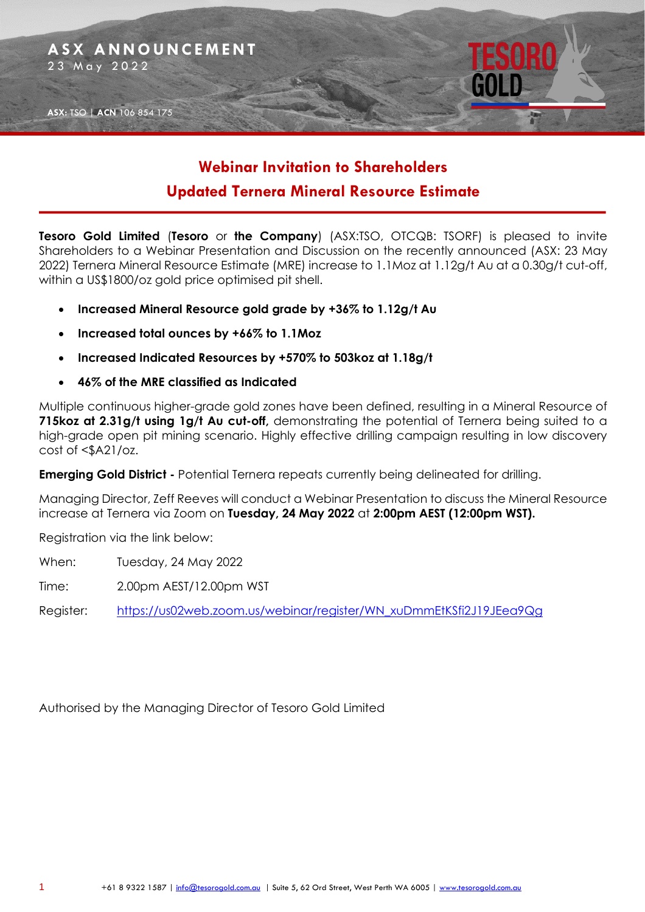ASX ANNOUNCEMENT
23 May 2022

ASX: TSO | ACN 106 854 175

# Webinar Invitation to Shareholders

## Updated Ternera Mineral Resource Estimate

**Tesoro Gold Limited** (**Tesoro** or **the Company**) (ASX:TSO, OTCQB: TSORF) is pleased to invite Shareholders to a Webinar Presentation and Discussion on the recently announced (ASX: 23 May 2022) Ternera Mineral Resource Estimate (MRE) increase to 1.1Moz at 1.12g/t Au at a 0.30g/t cut-off, within a US$1800/oz gold price optimised pit shell.

- **Increased Mineral Resource gold grade by +36% to 1.12g/t Au**
- **Increased total ounces by +66% to 1.1Moz**
- **Increased Indicated Resources by +570% to 503koz at 1.18g/t**
- **46% of the MRE classified as Indicated**

Multiple continuous higher-grade gold zones have been defined, resulting in a Mineral Resource of **715koz at 2.31g/t using 1g/t Au cut-off,** demonstrating the potential of Ternera being suited to a high-grade open pit mining scenario. Highly effective drilling campaign resulting in low discovery cost of <$A21/oz.

**Emerging Gold District -** Potential Ternera repeats currently being delineated for drilling.

Managing Director, Zeff Reeves will conduct a Webinar Presentation to discuss the Mineral Resource increase at Ternera via Zoom on **Tuesday, 24 May 2022** at **2:00pm AEST (12:00pm WST).**

Registration via the link below:

When: Tuesday, 24 May 2022

Time: 2.00pm AEST/12.00pm WST

Register: https://us02web.zoom.us/webinar/register/WN_xuDmmEtKSfi2J19JEea9Qg

Authorised by the Managing Director of Tesoro Gold Limited

+61 8 9322 1587 | info@tesorogold.com.au | Suite 5, 62 Ord Street, West Perth WA 6005 | www.tesorogold.com.au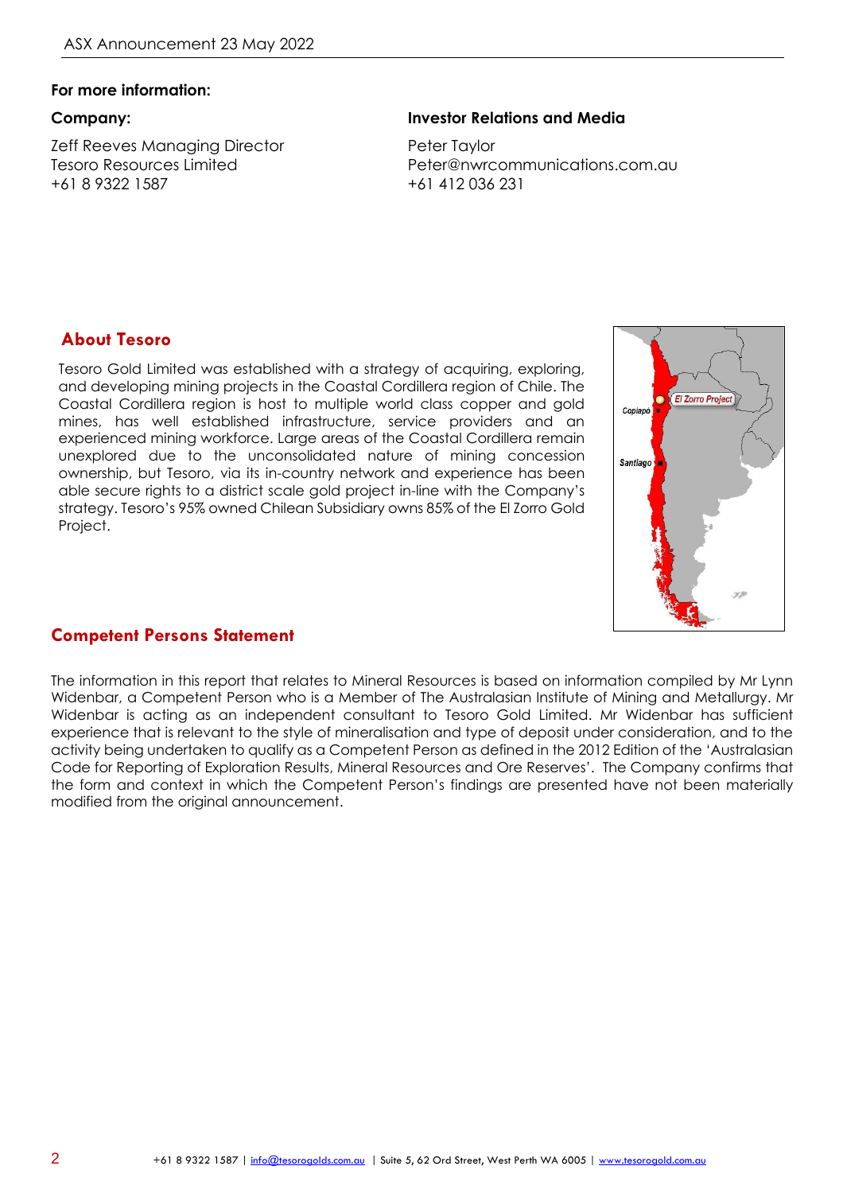**For more information:**

**Company:**

Zeff Reeves Managing Director
Tesoro Resources Limited
+61 8 9322 1587

**Investor Relations and Media**

Peter Taylor
Peter@nwrcommunications.com.au
+61 412 036 231

## About Tesoro

Tesoro Gold Limited was established with a strategy of acquiring, exploring, and developing mining projects in the Coastal Cordillera region of Chile. The Coastal Cordillera region is host to multiple world class copper and gold mines, has well established infrastructure, service providers and an experienced mining workforce. Large areas of the Coastal Cordillera remain unexplored due to the unconsolidated nature of mining concession ownership, but Tesoro, via its in-country network and experience has been able secure rights to a district scale gold project in-line with the Company's strategy. Tesoro's 95% owned Chilean Subsidiary owns 85% of the El Zorro Gold Project.

El Zorro Project
Copiapó
Santiago

## Competent Persons Statement

The information in this report that relates to Mineral Resources is based on information compiled by Mr Lynn Widenbar, a Competent Person who is a Member of The Australasian Institute of Mining and Metallurgy. Mr Widenbar is acting as an independent consultant to Tesoro Gold Limited. Mr Widenbar has sufficient experience that is relevant to the style of mineralisation and type of deposit under consideration, and to the activity being undertaken to qualify as a Competent Person as defined in the 2012 Edition of the 'Australasian Code for Reporting of Exploration Results, Mineral Resources and Ore Reserves'. The Company confirms that the form and context in which the Competent Person's findings are presented have not been materially modified from the original announcement.